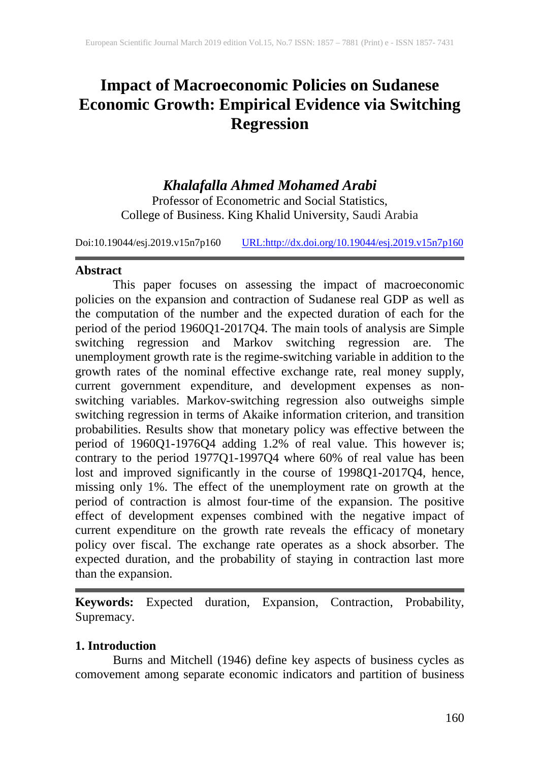# Impact of Macroeconomic Policies on Sudanese Economic Growth: Empirical Evidence via Switching Regression

***Khalafalla Ahmed Mohamed Arabi***

Professor of Econometric and Social Statistics,
College of Business. King Khalid University, Saudi Arabia

Doi:10.19044/esj.2019.v15n7p160 URL:http://dx.doi.org/10.19044/esj.2019.v15n7p160

## Abstract

This paper focuses on assessing the impact of macroeconomic policies on the expansion and contraction of Sudanese real GDP as well as the computation of the number and the expected duration of each for the period of the period 1960Q1-2017Q4. The main tools of analysis are Simple switching regression and Markov switching regression are. The unemployment growth rate is the regime-switching variable in addition to the growth rates of the nominal effective exchange rate, real money supply, current government expenditure, and development expenses as non-switching variables. Markov-switching regression also outweighs simple switching regression in terms of Akaike information criterion, and transition probabilities. Results show that monetary policy was effective between the period of 1960Q1-1976Q4 adding 1.2% of real value. This however is; contrary to the period 1977Q1-1997Q4 where 60% of real value has been lost and improved significantly in the course of 1998Q1-2017Q4, hence, missing only 1%. The effect of the unemployment rate on growth at the period of contraction is almost four-time of the expansion. The positive effect of development expenses combined with the negative impact of current expenditure on the growth rate reveals the efficacy of monetary policy over fiscal. The exchange rate operates as a shock absorber. The expected duration, and the probability of staying in contraction last more than the expansion.

**Keywords:** Expected duration, Expansion, Contraction, Probability, Supremacy.

## 1. Introduction

Burns and Mitchell (1946) define key aspects of business cycles as comovement among separate economic indicators and partition of business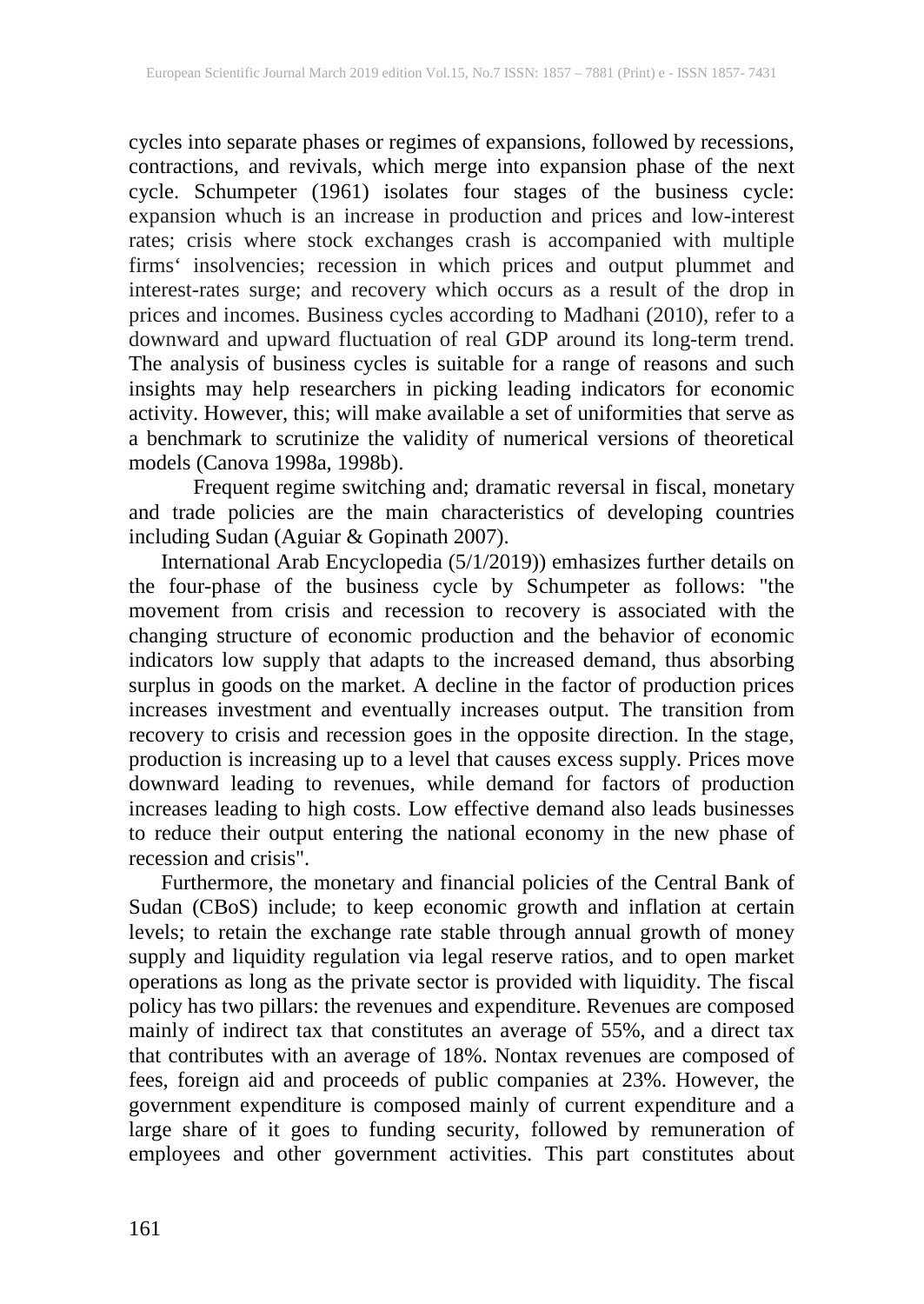cycles into separate phases or regimes of expansions, followed by recessions, contractions, and revivals, which merge into expansion phase of the next cycle. Schumpeter (1961) isolates four stages of the business cycle: expansion whuch is an increase in production and prices and low-interest rates; crisis where stock exchanges crash is accompanied with multiple firms‘ insolvencies; recession in which prices and output plummet and interest-rates surge; and recovery which occurs as a result of the drop in prices and incomes. Business cycles according to Madhani (2010), refer to a downward and upward fluctuation of real GDP around its long-term trend. The analysis of business cycles is suitable for a range of reasons and such insights may help researchers in picking leading indicators for economic activity. However, this; will make available a set of uniformities that serve as a benchmark to scrutinize the validity of numerical versions of theoretical models (Canova 1998a, 1998b).

Frequent regime switching and; dramatic reversal in fiscal, monetary and trade policies are the main characteristics of developing countries including Sudan (Aguiar & Gopinath 2007).

International Arab Encyclopedia (5/1/2019)) emhasizes further details on the four-phase of the business cycle by Schumpeter as follows: "the movement from crisis and recession to recovery is associated with the changing structure of economic production and the behavior of economic indicators low supply that adapts to the increased demand, thus absorbing surplus in goods on the market. A decline in the factor of production prices increases investment and eventually increases output. The transition from recovery to crisis and recession goes in the opposite direction. In the stage, production is increasing up to a level that causes excess supply. Prices move downward leading to revenues, while demand for factors of production increases leading to high costs. Low effective demand also leads businesses to reduce their output entering the national economy in the new phase of recession and crisis".

Furthermore, the monetary and financial policies of the Central Bank of Sudan (CBoS) include; to keep economic growth and inflation at certain levels; to retain the exchange rate stable through annual growth of money supply and liquidity regulation via legal reserve ratios, and to open market operations as long as the private sector is provided with liquidity. The fiscal policy has two pillars: the revenues and expenditure. Revenues are composed mainly of indirect tax that constitutes an average of 55%, and a direct tax that contributes with an average of 18%. Nontax revenues are composed of fees, foreign aid and proceeds of public companies at 23%. However, the government expenditure is composed mainly of current expenditure and a large share of it goes to funding security, followed by remuneration of employees and other government activities. This part constitutes about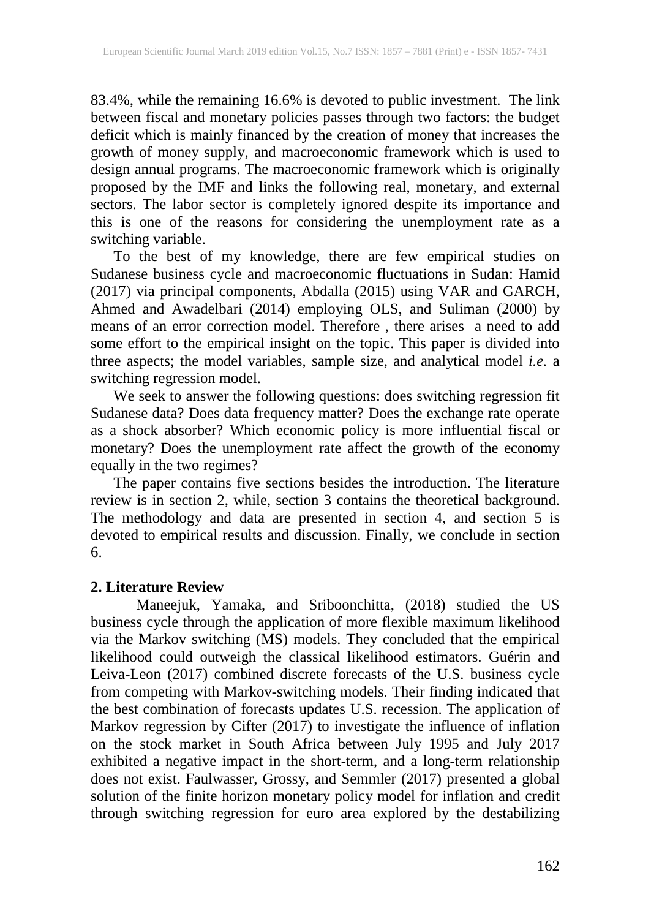83.4%, while the remaining 16.6% is devoted to public investment. The link between fiscal and monetary policies passes through two factors: the budget deficit which is mainly financed by the creation of money that increases the growth of money supply, and macroeconomic framework which is used to design annual programs. The macroeconomic framework which is originally proposed by the IMF and links the following real, monetary, and external sectors. The labor sector is completely ignored despite its importance and this is one of the reasons for considering the unemployment rate as a switching variable.

To the best of my knowledge, there are few empirical studies on Sudanese business cycle and macroeconomic fluctuations in Sudan: Hamid (2017) via principal components, Abdalla (2015) using VAR and GARCH, Ahmed and Awadelbari (2014) employing OLS, and Suliman (2000) by means of an error correction model. Therefore , there arises a need to add some effort to the empirical insight on the topic. This paper is divided into three aspects; the model variables, sample size, and analytical model *i.e.* a switching regression model.

We seek to answer the following questions: does switching regression fit Sudanese data? Does data frequency matter? Does the exchange rate operate as a shock absorber? Which economic policy is more influential fiscal or monetary? Does the unemployment rate affect the growth of the economy equally in the two regimes?

The paper contains five sections besides the introduction. The literature review is in section 2, while, section 3 contains the theoretical background. The methodology and data are presented in section 4, and section 5 is devoted to empirical results and discussion. Finally, we conclude in section 6.

## 2. Literature Review

Maneejuk, Yamaka, and Sriboonchitta, (2018) studied the US business cycle through the application of more flexible maximum likelihood via the Markov switching (MS) models. They concluded that the empirical likelihood could outweigh the classical likelihood estimators. Guérin and Leiva-Leon (2017) combined discrete forecasts of the U.S. business cycle from competing with Markov-switching models. Their finding indicated that the best combination of forecasts updates U.S. recession. The application of Markov regression by Cifter (2017) to investigate the influence of inflation on the stock market in South Africa between July 1995 and July 2017 exhibited a negative impact in the short-term, and a long-term relationship does not exist. Faulwasser, Grossy, and Semmler (2017) presented a global solution of the finite horizon monetary policy model for inflation and credit through switching regression for euro area explored by the destabilizing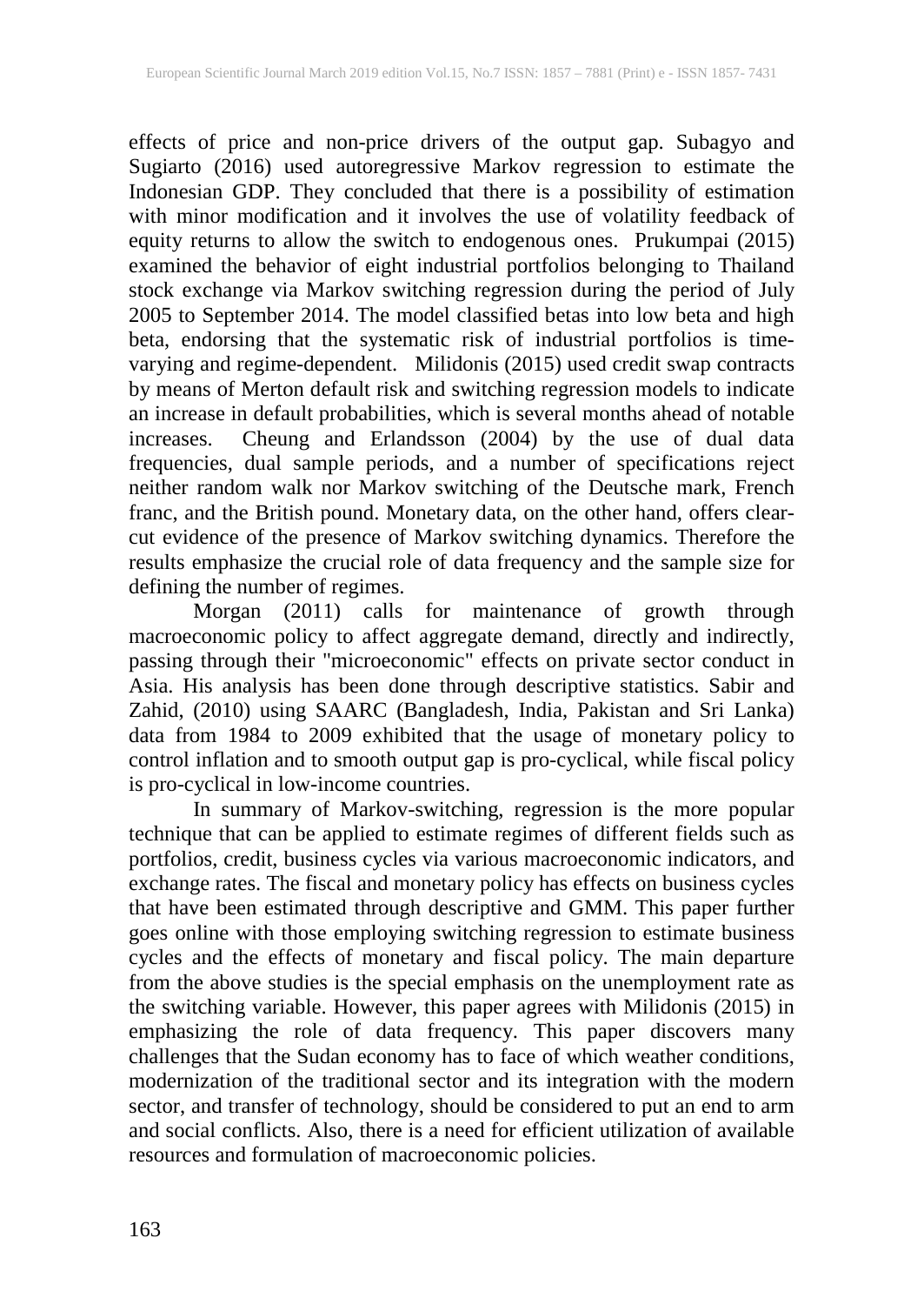effects of price and non-price drivers of the output gap. Subagyo and Sugiarto (2016) used autoregressive Markov regression to estimate the Indonesian GDP. They concluded that there is a possibility of estimation with minor modification and it involves the use of volatility feedback of equity returns to allow the switch to endogenous ones. Prukumpai (2015) examined the behavior of eight industrial portfolios belonging to Thailand stock exchange via Markov switching regression during the period of July 2005 to September 2014. The model classified betas into low beta and high beta, endorsing that the systematic risk of industrial portfolios is time-varying and regime-dependent. Milidonis (2015) used credit swap contracts by means of Merton default risk and switching regression models to indicate an increase in default probabilities, which is several months ahead of notable increases. Cheung and Erlandsson (2004) by the use of dual data frequencies, dual sample periods, and a number of specifications reject neither random walk nor Markov switching of the Deutsche mark, French franc, and the British pound. Monetary data, on the other hand, offers clear-cut evidence of the presence of Markov switching dynamics. Therefore the results emphasize the crucial role of data frequency and the sample size for defining the number of regimes.

Morgan (2011) calls for maintenance of growth through macroeconomic policy to affect aggregate demand, directly and indirectly, passing through their "microeconomic" effects on private sector conduct in Asia. His analysis has been done through descriptive statistics. Sabir and Zahid, (2010) using SAARC (Bangladesh, India, Pakistan and Sri Lanka) data from 1984 to 2009 exhibited that the usage of monetary policy to control inflation and to smooth output gap is pro-cyclical, while fiscal policy is pro-cyclical in low-income countries.

In summary of Markov-switching, regression is the more popular technique that can be applied to estimate regimes of different fields such as portfolios, credit, business cycles via various macroeconomic indicators, and exchange rates. The fiscal and monetary policy has effects on business cycles that have been estimated through descriptive and GMM. This paper further goes online with those employing switching regression to estimate business cycles and the effects of monetary and fiscal policy. The main departure from the above studies is the special emphasis on the unemployment rate as the switching variable. However, this paper agrees with Milidonis (2015) in emphasizing the role of data frequency. This paper discovers many challenges that the Sudan economy has to face of which weather conditions, modernization of the traditional sector and its integration with the modern sector, and transfer of technology, should be considered to put an end to arm and social conflicts. Also, there is a need for efficient utilization of available resources and formulation of macroeconomic policies.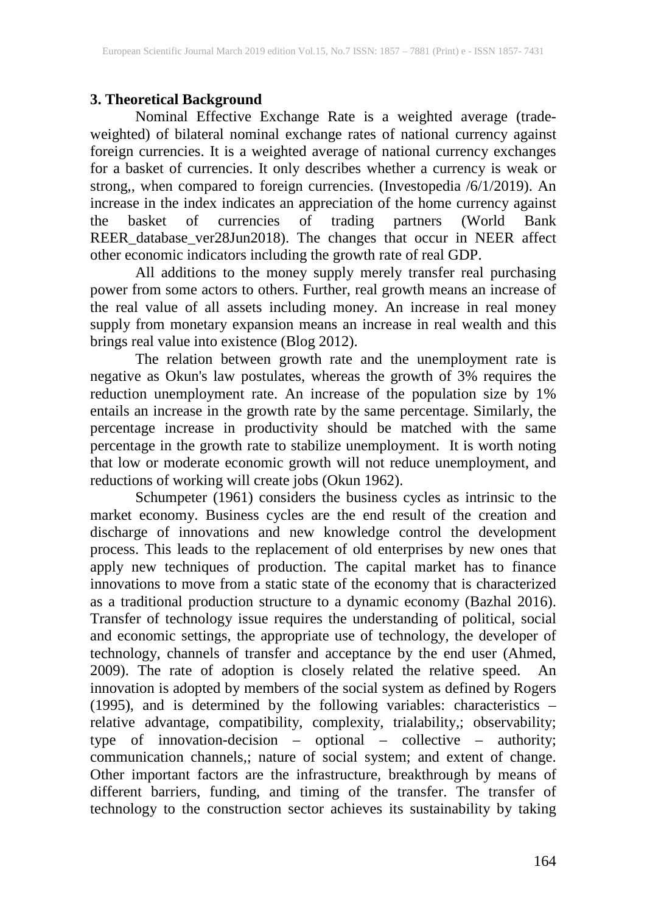## 3. Theoretical Background

Nominal Effective Exchange Rate is a weighted average (trade-weighted) of bilateral nominal exchange rates of national currency against foreign currencies. It is a weighted average of national currency exchanges for a basket of currencies. It only describes whether a currency is weak or strong,, when compared to foreign currencies. (Investopedia /6/1/2019). An increase in the index indicates an appreciation of the home currency against the basket of currencies of trading partners (World Bank REER_database_ver28Jun2018). The changes that occur in NEER affect other economic indicators including the growth rate of real GDP.

All additions to the money supply merely transfer real purchasing power from some actors to others. Further, real growth means an increase of the real value of all assets including money. An increase in real money supply from monetary expansion means an increase in real wealth and this brings real value into existence (Blog 2012).

The relation between growth rate and the unemployment rate is negative as Okun's law postulates, whereas the growth of 3% requires the reduction unemployment rate. An increase of the population size by 1% entails an increase in the growth rate by the same percentage. Similarly, the percentage increase in productivity should be matched with the same percentage in the growth rate to stabilize unemployment. It is worth noting that low or moderate economic growth will not reduce unemployment, and reductions of working will create jobs (Okun 1962).

Schumpeter (1961) considers the business cycles as intrinsic to the market economy. Business cycles are the end result of the creation and discharge of innovations and new knowledge control the development process. This leads to the replacement of old enterprises by new ones that apply new techniques of production. The capital market has to finance innovations to move from a static state of the economy that is characterized as a traditional production structure to a dynamic economy (Bazhal 2016). Transfer of technology issue requires the understanding of political, social and economic settings, the appropriate use of technology, the developer of technology, channels of transfer and acceptance by the end user (Ahmed, 2009). The rate of adoption is closely related the relative speed. An innovation is adopted by members of the social system as defined by Rogers (1995), and is determined by the following variables: characteristics – relative advantage, compatibility, complexity, trialability,; observability; type of innovation-decision – optional – collective – authority; communication channels,; nature of social system; and extent of change. Other important factors are the infrastructure, breakthrough by means of different barriers, funding, and timing of the transfer. The transfer of technology to the construction sector achieves its sustainability by taking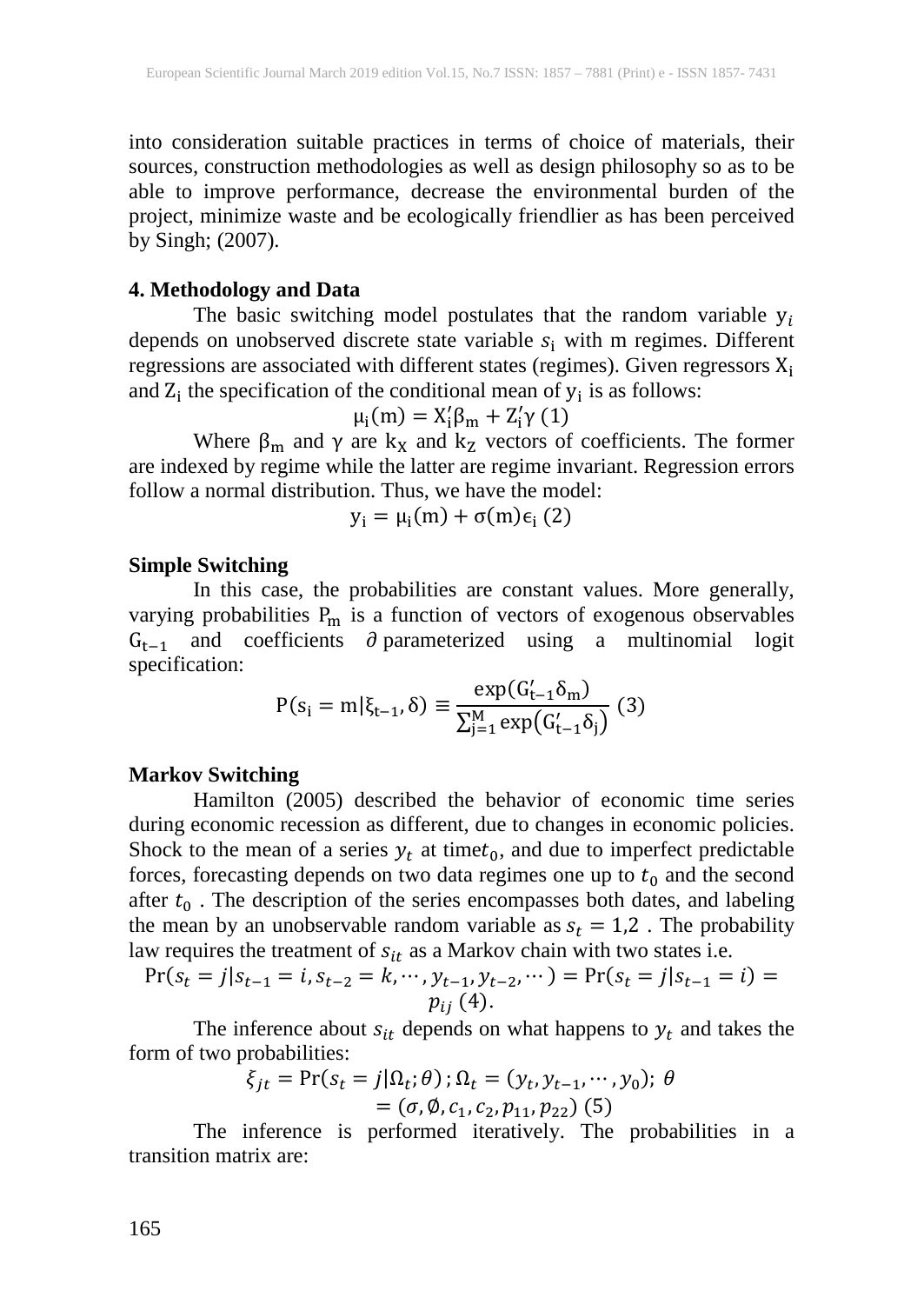into consideration suitable practices in terms of choice of materials, their sources, construction methodologies as well as design philosophy so as to be able to improve performance, decrease the environmental burden of the project, minimize waste and be ecologically friendlier as has been perceived by Singh; (2007).

### 4. Methodology and Data

The basic switching model postulates that the random variable $y_i$ depends on unobserved discrete state variable $s_i$ with m regimes. Different regressions are associated with different states (regimes). Given regressors $X_i$ and $Z_i$ the specification of the conditional mean of $y_i$ is as follows:

$$\mu_i(m) = X_i'\beta_m + Z_i'\gamma \; (1)$$

Where $\beta_m$ and $\gamma$ are $k_X$ and $k_Z$ vectors of coefficients. The former are indexed by regime while the latter are regime invariant. Regression errors follow a normal distribution. Thus, we have the model:

$$y_i = \mu_i(m) + \sigma(m)\epsilon_i \; (2)$$

**Simple Switching**

In this case, the probabilities are constant values. More generally, varying probabilities $P_m$ is a function of vectors of exogenous observables $G_{t-1}$ and coefficients $\partial$ parameterized using a multinomial logit specification:

$$P(s_i = m|\xi_{t-1}, \delta) \equiv \frac{\exp(G_{t-1}'\delta_m)}{\sum_{j=1}^{M}\exp(G_{t-1}'\delta_j)} \; (3)$$

**Markov Switching**

Hamilton (2005) described the behavior of economic time series during economic recession as different, due to changes in economic policies. Shock to the mean of a series $y_t$ at time$t_0$, and due to imperfect predictable forces, forecasting depends on two data regimes one up to $t_0$ and the second after $t_0$ . The description of the series encompasses both dates, and labeling the mean by an unobservable random variable as $s_t = 1,2$ . The probability law requires the treatment of $s_{it}$ as a Markov chain with two states i.e.

$$\Pr(s_t = j|s_{t-1} = i, s_{t-2} = k, \cdots, y_{t-1}, y_{t-2}, \cdots) = \Pr(s_t = j|s_{t-1} = i) = p_{ij} \; (4).$$

The inference about $s_{it}$ depends on what happens to $y_t$ and takes the form of two probabilities:

$$\xi_{jt} = \Pr(s_t = j|\Omega_t; \theta)\, ; \Omega_t = (y_t, y_{t-1}, \cdots, y_0);\ \theta = (\sigma, \emptyset, c_1, c_2, p_{11}, p_{22}) \; (5)$$

The inference is performed iteratively. The probabilities in a transition matrix are: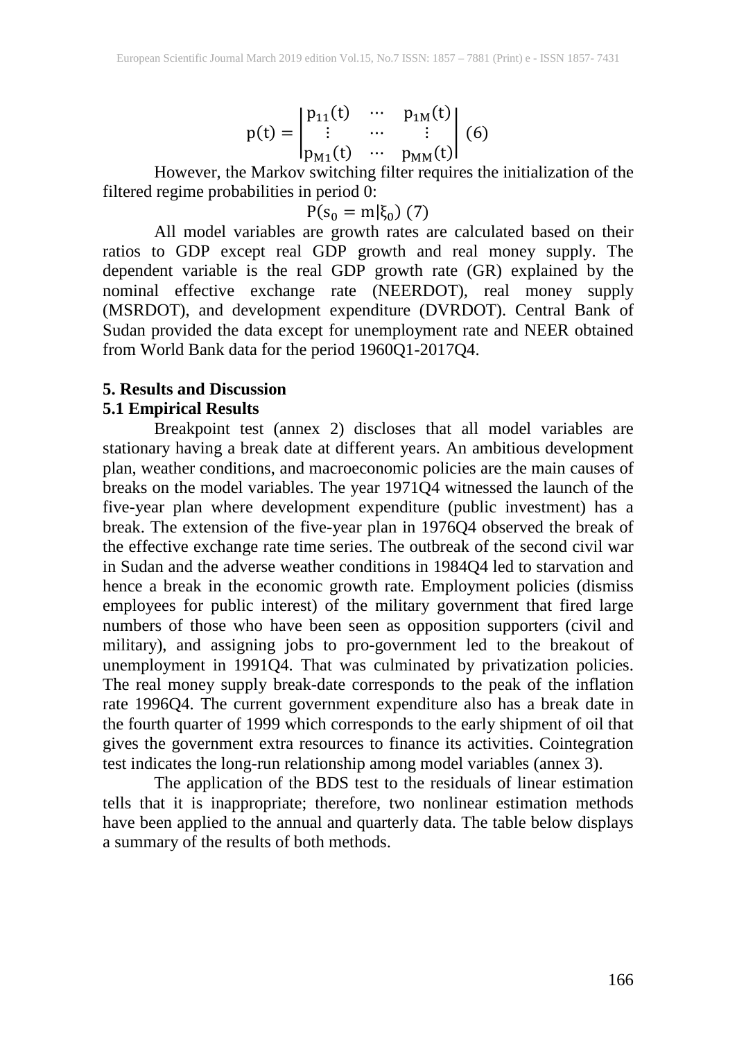$$p(t) = \begin{vmatrix} p_{11}(t) & \cdots & p_{1M}(t) \\ \vdots & \cdots & \vdots \\ p_{M1}(t) & \cdots & p_{MM}(t) \end{vmatrix} \quad (6)$$

However, the Markov switching filter requires the initialization of the filtered regime probabilities in period 0:

$$P(s_0 = m|\xi_0) \ (7)$$

All model variables are growth rates are calculated based on their ratios to GDP except real GDP growth and real money supply. The dependent variable is the real GDP growth rate (GR) explained by the nominal effective exchange rate (NEERDOT), real money supply (MSRDOT), and development expenditure (DVRDOT). Central Bank of Sudan provided the data except for unemployment rate and NEER obtained from World Bank data for the period 1960Q1-2017Q4.

## 5. Results and Discussion

### 5.1 Empirical Results

Breakpoint test (annex 2) discloses that all model variables are stationary having a break date at different years. An ambitious development plan, weather conditions, and macroeconomic policies are the main causes of breaks on the model variables. The year 1971Q4 witnessed the launch of the five-year plan where development expenditure (public investment) has a break. The extension of the five-year plan in 1976Q4 observed the break of the effective exchange rate time series. The outbreak of the second civil war in Sudan and the adverse weather conditions in 1984Q4 led to starvation and hence a break in the economic growth rate. Employment policies (dismiss employees for public interest) of the military government that fired large numbers of those who have been seen as opposition supporters (civil and military), and assigning jobs to pro-government led to the breakout of unemployment in 1991Q4. That was culminated by privatization policies. The real money supply break-date corresponds to the peak of the inflation rate 1996Q4. The current government expenditure also has a break date in the fourth quarter of 1999 which corresponds to the early shipment of oil that gives the government extra resources to finance its activities. Cointegration test indicates the long-run relationship among model variables (annex 3).

The application of the BDS test to the residuals of linear estimation tells that it is inappropriate; therefore, two nonlinear estimation methods have been applied to the annual and quarterly data. The table below displays a summary of the results of both methods.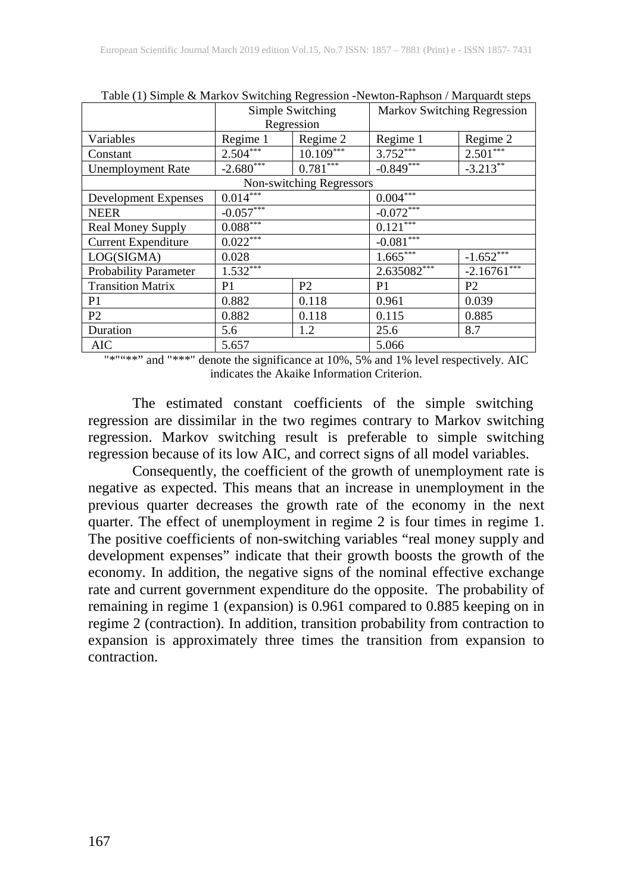Table (1) Simple & Markov Switching Regression -Newton-Raphson / Marquardt steps

| | Simple Switching Regression | | Markov Switching Regression | |
|---|---|---|---|---|
| Variables | Regime 1 | Regime 2 | Regime 1 | Regime 2 |
| Constant | 2.504*** | 10.109*** | 3.752*** | 2.501*** |
| Unemployment Rate | -2.680*** | 0.781*** | -0.849*** | -3.213** |
| Non-switching Regressors | | | | |
| Development Expenses | 0.014*** | | 0.004*** | |
| NEER | -0.057*** | | -0.072*** | |
| Real Money Supply | 0.088*** | | 0.121*** | |
| Current Expenditure | 0.022*** | | -0.081*** | |
| LOG(SIGMA) | 0.028 | | 1.665*** | -1.652*** |
| Probability Parameter | 1.532*** | | 2.635082*** | -2.16761*** |
| Transition Matrix | P1 | P2 | P1 | P2 |
| P1 | 0.882 | 0.118 | 0.961 | 0.039 |
| P2 | 0.882 | 0.118 | 0.115 | 0.885 |
| Duration | 5.6 | 1.2 | 25.6 | 8.7 |
| AIC | 5.657 | | 5.066 | |

"*"“**” and "***" denote the significance at 10%, 5% and 1% level respectively. AIC indicates the Akaike Information Criterion.

The estimated constant coefficients of the simple switching regression are dissimilar in the two regimes contrary to Markov switching regression. Markov switching result is preferable to simple switching regression because of its low AIC, and correct signs of all model variables.

Consequently, the coefficient of the growth of unemployment rate is negative as expected. This means that an increase in unemployment in the previous quarter decreases the growth rate of the economy in the next quarter. The effect of unemployment in regime 2 is four times in regime 1. The positive coefficients of non-switching variables “real money supply and development expenses” indicate that their growth boosts the growth of the economy. In addition, the negative signs of the nominal effective exchange rate and current government expenditure do the opposite. The probability of remaining in regime 1 (expansion) is 0.961 compared to 0.885 keeping on in regime 2 (contraction). In addition, transition probability from contraction to expansion is approximately three times the transition from expansion to contraction.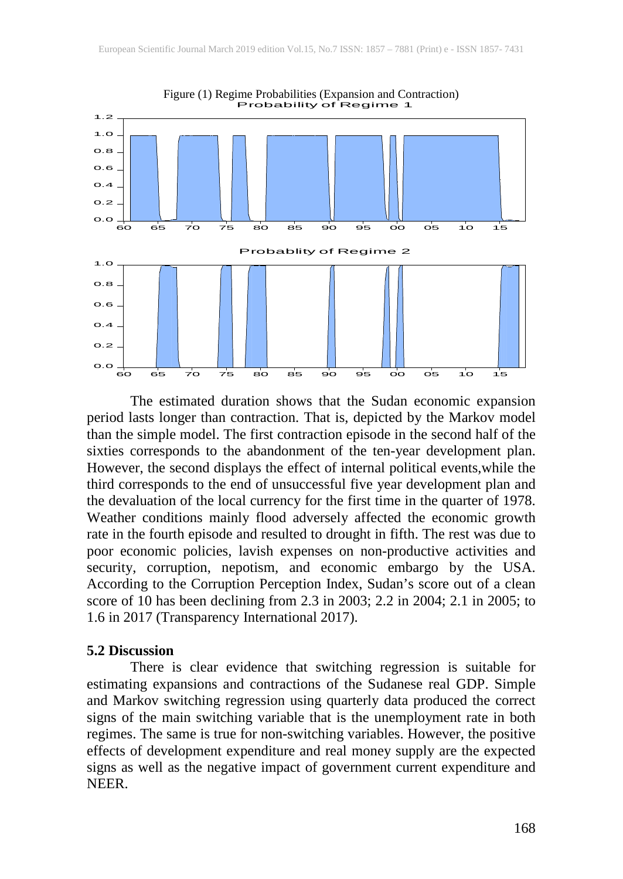Figure (1) Regime Probabilities (Expansion and Contraction)

The estimated duration shows that the Sudan economic expansion period lasts longer than contraction. That is, depicted by the Markov model than the simple model. The first contraction episode in the second half of the sixties corresponds to the abandonment of the ten-year development plan. However, the second displays the effect of internal political events,while the third corresponds to the end of unsuccessful five year development plan and the devaluation of the local currency for the first time in the quarter of 1978. Weather conditions mainly flood adversely affected the economic growth rate in the fourth episode and resulted to drought in fifth. The rest was due to poor economic policies, lavish expenses on non-productive activities and security, corruption, nepotism, and economic embargo by the USA. According to the Corruption Perception Index, Sudan's score out of a clean score of 10 has been declining from 2.3 in 2003; 2.2 in 2004; 2.1 in 2005; to 1.6 in 2017 (Transparency International 2017).

### 5.2 Discussion

There is clear evidence that switching regression is suitable for estimating expansions and contractions of the Sudanese real GDP. Simple and Markov switching regression using quarterly data produced the correct signs of the main switching variable that is the unemployment rate in both regimes. The same is true for non-switching variables. However, the positive effects of development expenditure and real money supply are the expected signs as well as the negative impact of government current expenditure and NEER.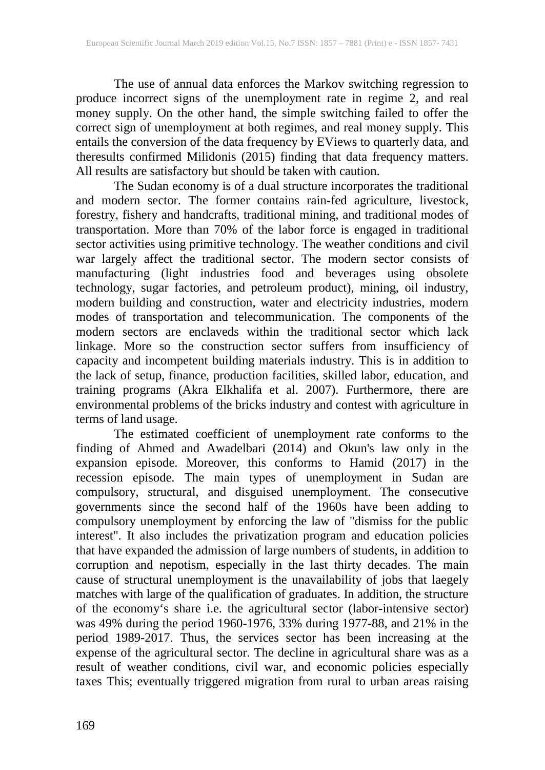The use of annual data enforces the Markov switching regression to produce incorrect signs of the unemployment rate in regime 2, and real money supply. On the other hand, the simple switching failed to offer the correct sign of unemployment at both regimes, and real money supply. This entails the conversion of the data frequency by EViews to quarterly data, and theresults confirmed Milidonis (2015) finding that data frequency matters. All results are satisfactory but should be taken with caution.

The Sudan economy is of a dual structure incorporates the traditional and modern sector. The former contains rain-fed agriculture, livestock, forestry, fishery and handcrafts, traditional mining, and traditional modes of transportation. More than 70% of the labor force is engaged in traditional sector activities using primitive technology. The weather conditions and civil war largely affect the traditional sector. The modern sector consists of manufacturing (light industries food and beverages using obsolete technology, sugar factories, and petroleum product), mining, oil industry, modern building and construction, water and electricity industries, modern modes of transportation and telecommunication. The components of the modern sectors are enclaveds within the traditional sector which lack linkage. More so the construction sector suffers from insufficiency of capacity and incompetent building materials industry. This is in addition to the lack of setup, finance, production facilities, skilled labor, education, and training programs (Akra Elkhalifa et al. 2007). Furthermore, there are environmental problems of the bricks industry and contest with agriculture in terms of land usage.

The estimated coefficient of unemployment rate conforms to the finding of Ahmed and Awadelbari (2014) and Okun's law only in the expansion episode. Moreover, this conforms to Hamid (2017) in the recession episode. The main types of unemployment in Sudan are compulsory, structural, and disguised unemployment. The consecutive governments since the second half of the 1960s have been adding to compulsory unemployment by enforcing the law of "dismiss for the public interest". It also includes the privatization program and education policies that have expanded the admission of large numbers of students, in addition to corruption and nepotism, especially in the last thirty decades. The main cause of structural unemployment is the unavailability of jobs that laegely matches with large of the qualification of graduates. In addition, the structure of the economy‘s share i.e. the agricultural sector (labor-intensive sector) was 49% during the period 1960-1976, 33% during 1977-88, and 21% in the period 1989-2017. Thus, the services sector has been increasing at the expense of the agricultural sector. The decline in agricultural share was as a result of weather conditions, civil war, and economic policies especially taxes This; eventually triggered migration from rural to urban areas raising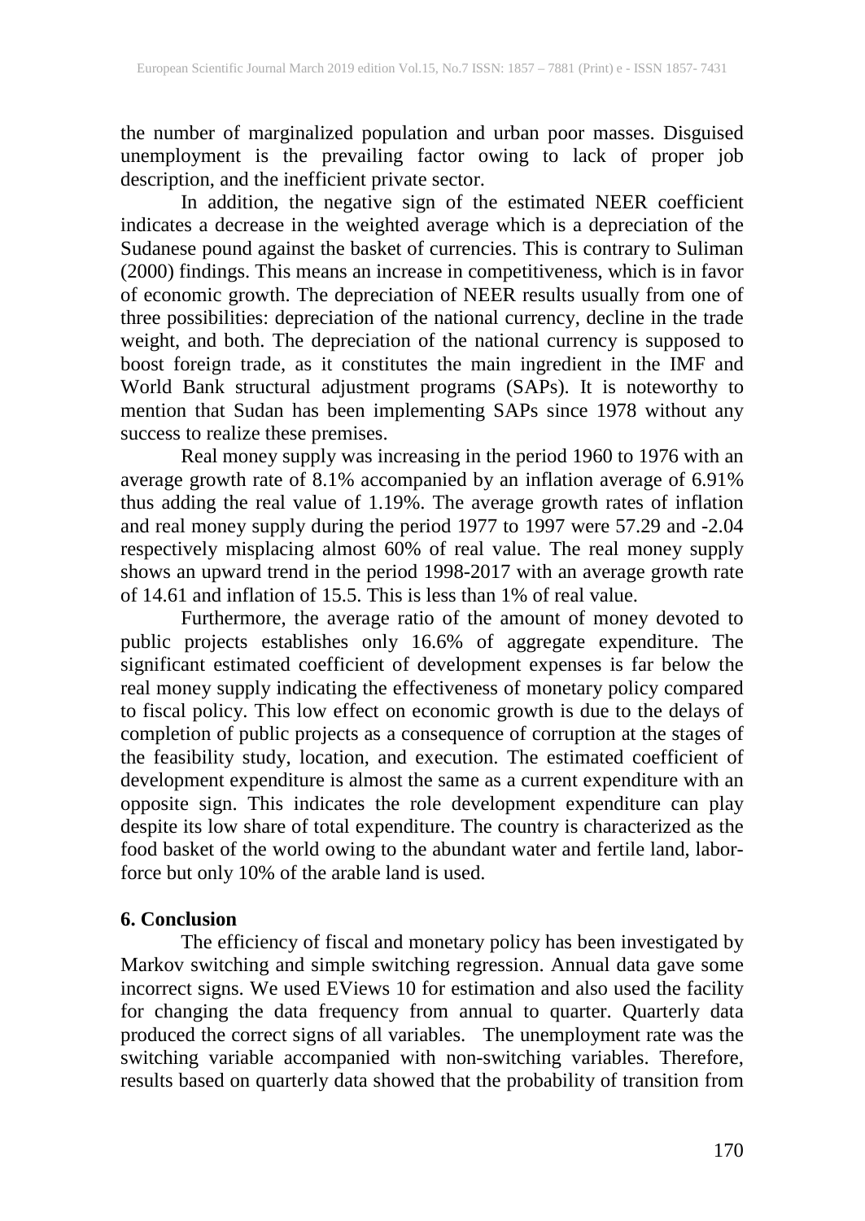the number of marginalized population and urban poor masses. Disguised unemployment is the prevailing factor owing to lack of proper job description, and the inefficient private sector.

In addition, the negative sign of the estimated NEER coefficient indicates a decrease in the weighted average which is a depreciation of the Sudanese pound against the basket of currencies. This is contrary to Suliman (2000) findings. This means an increase in competitiveness, which is in favor of economic growth. The depreciation of NEER results usually from one of three possibilities: depreciation of the national currency, decline in the trade weight, and both. The depreciation of the national currency is supposed to boost foreign trade, as it constitutes the main ingredient in the IMF and World Bank structural adjustment programs (SAPs). It is noteworthy to mention that Sudan has been implementing SAPs since 1978 without any success to realize these premises.

Real money supply was increasing in the period 1960 to 1976 with an average growth rate of 8.1% accompanied by an inflation average of 6.91% thus adding the real value of 1.19%. The average growth rates of inflation and real money supply during the period 1977 to 1997 were 57.29 and -2.04 respectively misplacing almost 60% of real value. The real money supply shows an upward trend in the period 1998-2017 with an average growth rate of 14.61 and inflation of 15.5. This is less than 1% of real value.

Furthermore, the average ratio of the amount of money devoted to public projects establishes only 16.6% of aggregate expenditure. The significant estimated coefficient of development expenses is far below the real money supply indicating the effectiveness of monetary policy compared to fiscal policy. This low effect on economic growth is due to the delays of completion of public projects as a consequence of corruption at the stages of the feasibility study, location, and execution. The estimated coefficient of development expenditure is almost the same as a current expenditure with an opposite sign. This indicates the role development expenditure can play despite its low share of total expenditure. The country is characterized as the food basket of the world owing to the abundant water and fertile land, labor-force but only 10% of the arable land is used.

## 6. Conclusion

The efficiency of fiscal and monetary policy has been investigated by Markov switching and simple switching regression. Annual data gave some incorrect signs. We used EViews 10 for estimation and also used the facility for changing the data frequency from annual to quarter. Quarterly data produced the correct signs of all variables. The unemployment rate was the switching variable accompanied with non-switching variables. Therefore, results based on quarterly data showed that the probability of transition from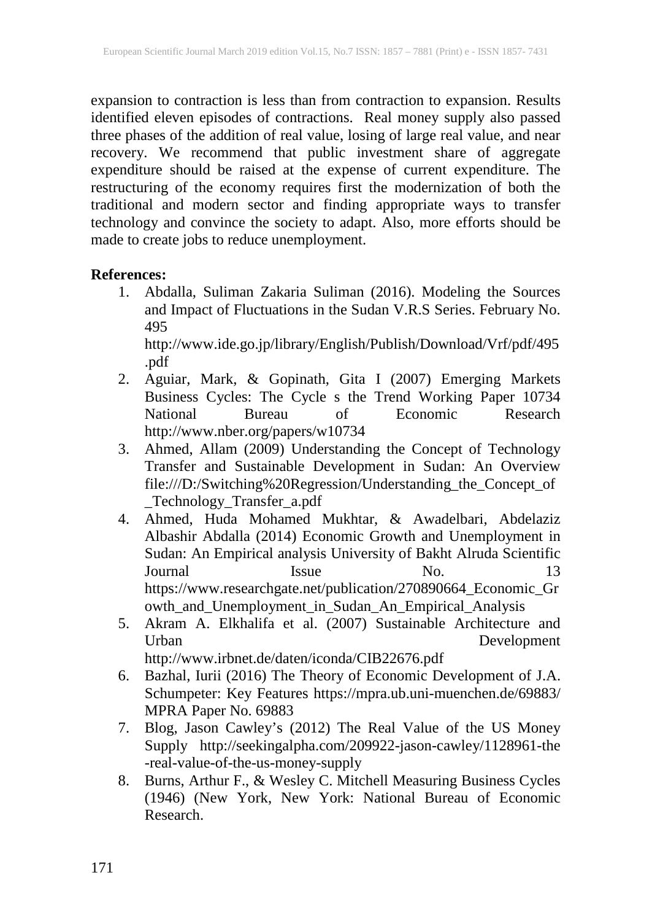expansion to contraction is less than from contraction to expansion. Results identified eleven episodes of contractions. Real money supply also passed three phases of the addition of real value, losing of large real value, and near recovery. We recommend that public investment share of aggregate expenditure should be raised at the expense of current expenditure. The restructuring of the economy requires first the modernization of both the traditional and modern sector and finding appropriate ways to transfer technology and convince the society to adapt. Also, more efforts should be made to create jobs to reduce unemployment.

**References:**

1. Abdalla, Suliman Zakaria Suliman (2016). Modeling the Sources and Impact of Fluctuations in the Sudan V.R.S Series. February No. 495 http://www.ide.go.jp/library/English/Publish/Download/Vrf/pdf/495.pdf
2. Aguiar, Mark, & Gopinath, Gita I (2007) Emerging Markets Business Cycles: The Cycle s the Trend Working Paper 10734 National Bureau of Economic Research http://www.nber.org/papers/w10734
3. Ahmed, Allam (2009) Understanding the Concept of Technology Transfer and Sustainable Development in Sudan: An Overview file:///D:/Switching%20Regression/Understanding_the_Concept_of_Technology_Transfer_a.pdf
4. Ahmed, Huda Mohamed Mukhtar, & Awadelbari, Abdelaziz Albashir Abdalla (2014) Economic Growth and Unemployment in Sudan: An Empirical analysis University of Bakht Alruda Scientific Journal Issue No. 13 https://www.researchgate.net/publication/270890664_Economic_Growth_and_Unemployment_in_Sudan_An_Empirical_Analysis
5. Akram A. Elkhalifa et al. (2007) Sustainable Architecture and Urban Development http://www.irbnet.de/daten/iconda/CIB22676.pdf
6. Bazhal, Iurii (2016) The Theory of Economic Development of J.A. Schumpeter: Key Features https://mpra.ub.uni-muenchen.de/69883/ MPRA Paper No. 69883
7. Blog, Jason Cawley's (2012) The Real Value of the US Money Supply http://seekingalpha.com/209922-jason-cawley/1128961-the-real-value-of-the-us-money-supply
8. Burns, Arthur F., & Wesley C. Mitchell Measuring Business Cycles (1946) (New York, New York: National Bureau of Economic Research.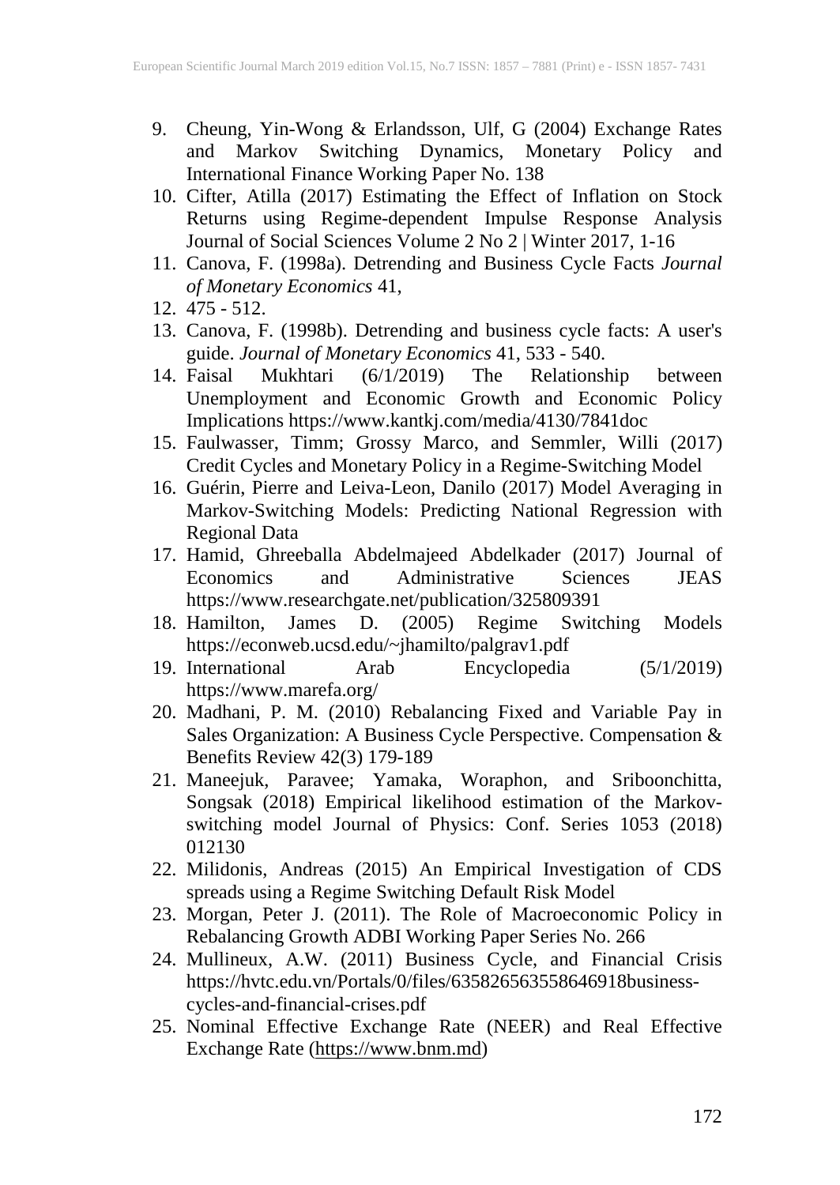9. Cheung, Yin-Wong & Erlandsson, Ulf, G (2004) Exchange Rates and Markov Switching Dynamics, Monetary Policy and International Finance Working Paper No. 138
10. Cifter, Atilla (2017) Estimating the Effect of Inflation on Stock Returns using Regime-dependent Impulse Response Analysis Journal of Social Sciences Volume 2 No 2 | Winter 2017, 1-16
11. Canova, F. (1998a). Detrending and Business Cycle Facts *Journal of Monetary Economics* 41,
12. 475 - 512.
13. Canova, F. (1998b). Detrending and business cycle facts: A user's guide. *Journal of Monetary Economics* 41, 533 - 540.
14. Faisal Mukhtari (6/1/2019) The Relationship between Unemployment and Economic Growth and Economic Policy Implications https://www.kantkj.com/media/4130/7841doc
15. Faulwasser, Timm; Grossy Marco, and Semmler, Willi (2017) Credit Cycles and Monetary Policy in a Regime-Switching Model
16. Guérin, Pierre and Leiva-Leon, Danilo (2017) Model Averaging in Markov-Switching Models: Predicting National Regression with Regional Data
17. Hamid, Ghreeballa Abdelmajeed Abdelkader (2017) Journal of Economics and Administrative Sciences JEAS https://www.researchgate.net/publication/325809391
18. Hamilton, James D. (2005) Regime Switching Models https://econweb.ucsd.edu/~jhamilto/palgrav1.pdf
19. International Arab Encyclopedia (5/1/2019) https://www.marefa.org/
20. Madhani, P. M. (2010) Rebalancing Fixed and Variable Pay in Sales Organization: A Business Cycle Perspective. Compensation & Benefits Review 42(3) 179-189
21. Maneejuk, Paravee; Yamaka, Woraphon, and Sriboonchitta, Songsak (2018) Empirical likelihood estimation of the Markov-switching model Journal of Physics: Conf. Series 1053 (2018) 012130
22. Milidonis, Andreas (2015) An Empirical Investigation of CDS spreads using a Regime Switching Default Risk Model
23. Morgan, Peter J. (2011). The Role of Macroeconomic Policy in Rebalancing Growth ADBI Working Paper Series No. 266
24. Mullineux, A.W. (2011) Business Cycle, and Financial Crisis https://hvtc.edu.vn/Portals/0/files/635826563558646918business-cycles-and-financial-crises.pdf
25. Nominal Effective Exchange Rate (NEER) and Real Effective Exchange Rate (https://www.bnm.md)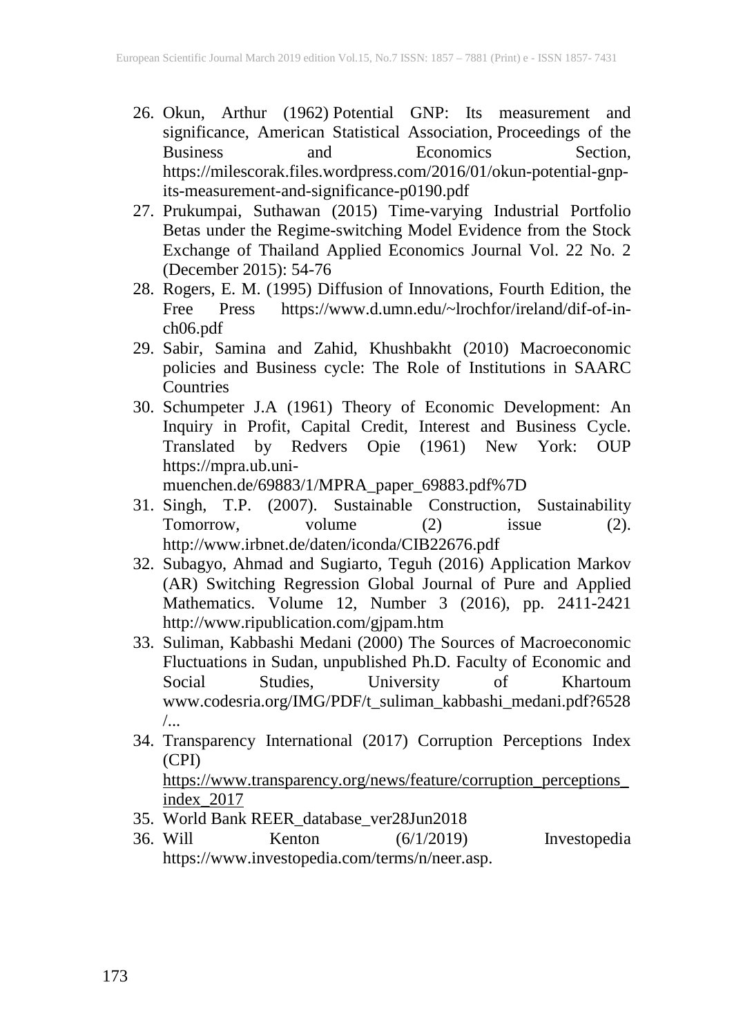26. Okun, Arthur (1962) Potential GNP: Its measurement and significance, American Statistical Association, Proceedings of the Business and Economics Section, https://milescorak.files.wordpress.com/2016/01/okun-potential-gnp-its-measurement-and-significance-p0190.pdf
27. Prukumpai, Suthawan (2015) Time-varying Industrial Portfolio Betas under the Regime-switching Model Evidence from the Stock Exchange of Thailand Applied Economics Journal Vol. 22 No. 2 (December 2015): 54-76
28. Rogers, E. M. (1995) Diffusion of Innovations, Fourth Edition, the Free Press https://www.d.umn.edu/~lrochfor/ireland/dif-of-in-ch06.pdf
29. Sabir, Samina and Zahid, Khushbakht (2010) Macroeconomic policies and Business cycle: The Role of Institutions in SAARC Countries
30. Schumpeter J.A (1961) Theory of Economic Development: An Inquiry in Profit, Capital Credit, Interest and Business Cycle. Translated by Redvers Opie (1961) New York: OUP https://mpra.ub.uni-muenchen.de/69883/1/MPRA_paper_69883.pdf%7D
31. Singh, T.P. (2007). Sustainable Construction, Sustainability Tomorrow, volume (2) issue (2). http://www.irbnet.de/daten/iconda/CIB22676.pdf
32. Subagyo, Ahmad and Sugiarto, Teguh (2016) Application Markov (AR) Switching Regression Global Journal of Pure and Applied Mathematics. Volume 12, Number 3 (2016), pp. 2411-2421 http://www.ripublication.com/gjpam.htm
33. Suliman, Kabbashi Medani (2000) The Sources of Macroeconomic Fluctuations in Sudan, unpublished Ph.D. Faculty of Economic and Social Studies, University of Khartoum www.codesria.org/IMG/PDF/t_suliman_kabbashi_medani.pdf?6528/...
34. Transparency International (2017) Corruption Perceptions Index (CPI) https://www.transparency.org/news/feature/corruption_perceptions_index_2017
35. World Bank REER_database_ver28Jun2018
36. Will Kenton (6/1/2019) Investopedia https://www.investopedia.com/terms/n/neer.asp.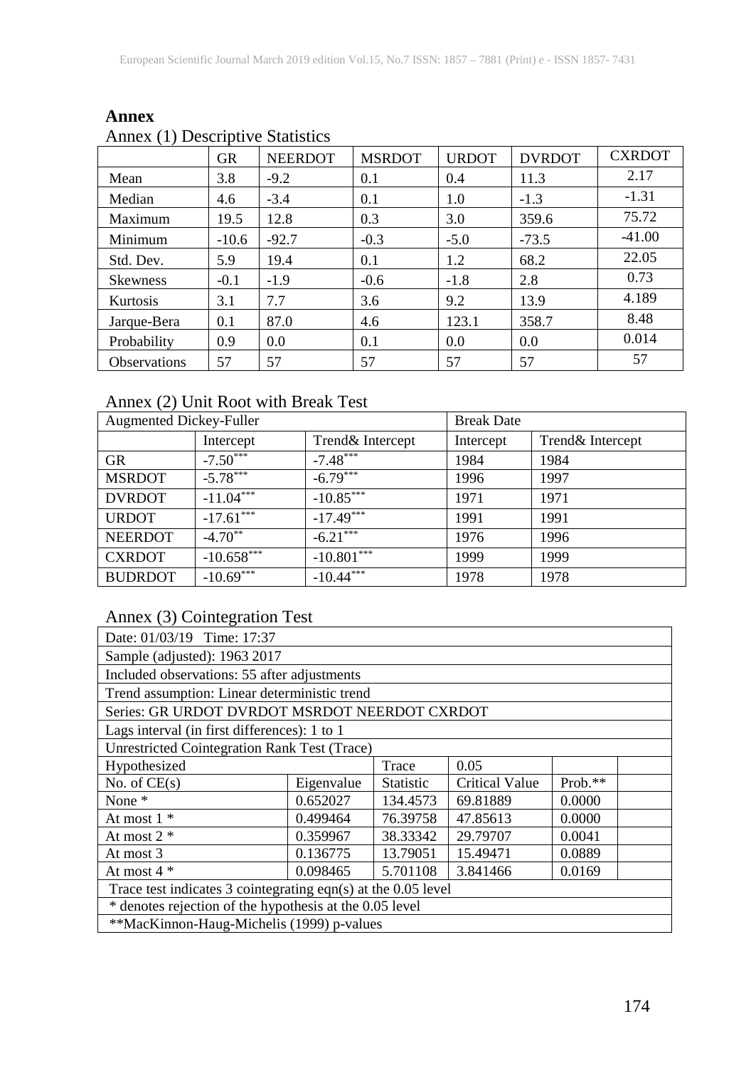## Annex

Annex (1) Descriptive Statistics

| | GR | NEERDOT | MSRDOT | URDOT | DVRDOT | CXRDOT |
|---|---|---|---|---|---|---|
| Mean | 3.8 | -9.2 | 0.1 | 0.4 | 11.3 | 2.17 |
| Median | 4.6 | -3.4 | 0.1 | 1.0 | -1.3 | -1.31 |
| Maximum | 19.5 | 12.8 | 0.3 | 3.0 | 359.6 | 75.72 |
| Minimum | -10.6 | -92.7 | -0.3 | -5.0 | -73.5 | -41.00 |
| Std. Dev. | 5.9 | 19.4 | 0.1 | 1.2 | 68.2 | 22.05 |
| Skewness | -0.1 | -1.9 | -0.6 | -1.8 | 2.8 | 0.73 |
| Kurtosis | 3.1 | 7.7 | 3.6 | 9.2 | 13.9 | 4.189 |
| Jarque-Bera | 0.1 | 87.0 | 4.6 | 123.1 | 358.7 | 8.48 |
| Probability | 0.9 | 0.0 | 0.1 | 0.0 | 0.0 | 0.014 |
| Observations | 57 | 57 | 57 | 57 | 57 | 57 |

Annex (2) Unit Root with Break Test

| Augmented Dickey-Fuller | | | Break Date | |
|---|---|---|---|---|
| | Intercept | Trend& Intercept | Intercept | Trend& Intercept |
| GR | -7.50*** | -7.48*** | 1984 | 1984 |
| MSRDOT | -5.78*** | -6.79*** | 1996 | 1997 |
| DVRDOT | -11.04*** | -10.85*** | 1971 | 1971 |
| URDOT | -17.61*** | -17.49*** | 1991 | 1991 |
| NEERDOT | -4.70** | -6.21*** | 1976 | 1996 |
| CXRDOT | -10.658*** | -10.801*** | 1999 | 1999 |
| BUDRDOT | -10.69*** | -10.44*** | 1978 | 1978 |

Annex (3) Cointegration Test

| Date: 01/03/19 Time: 17:37 | | | | |
|---|---|---|---|---|
| Sample (adjusted): 1963 2017 | | | | |
| Included observations: 55 after adjustments | | | | |
| Trend assumption: Linear deterministic trend | | | | |
| Series: GR URDOT DVRDOT MSRDOT NEERDOT CXRDOT | | | | |
| Lags interval (in first differences): 1 to 1 | | | | |
| Unrestricted Cointegration Rank Test (Trace) | | | | |
| Hypothesized | | Trace | 0.05 | |
| No. of CE(s) | Eigenvalue | Statistic | Critical Value | Prob.** |
| None * | 0.652027 | 134.4573 | 69.81889 | 0.0000 |
| At most 1 * | 0.499464 | 76.39758 | 47.85613 | 0.0000 |
| At most 2 * | 0.359967 | 38.33342 | 29.79707 | 0.0041 |
| At most 3 | 0.136775 | 13.79051 | 15.49471 | 0.0889 |
| At most 4 * | 0.098465 | 5.701108 | 3.841466 | 0.0169 |
| Trace test indicates 3 cointegrating eqn(s) at the 0.05 level | | | | |
| * denotes rejection of the hypothesis at the 0.05 level | | | | |
| **MacKinnon-Haug-Michelis (1999) p-values | | | | |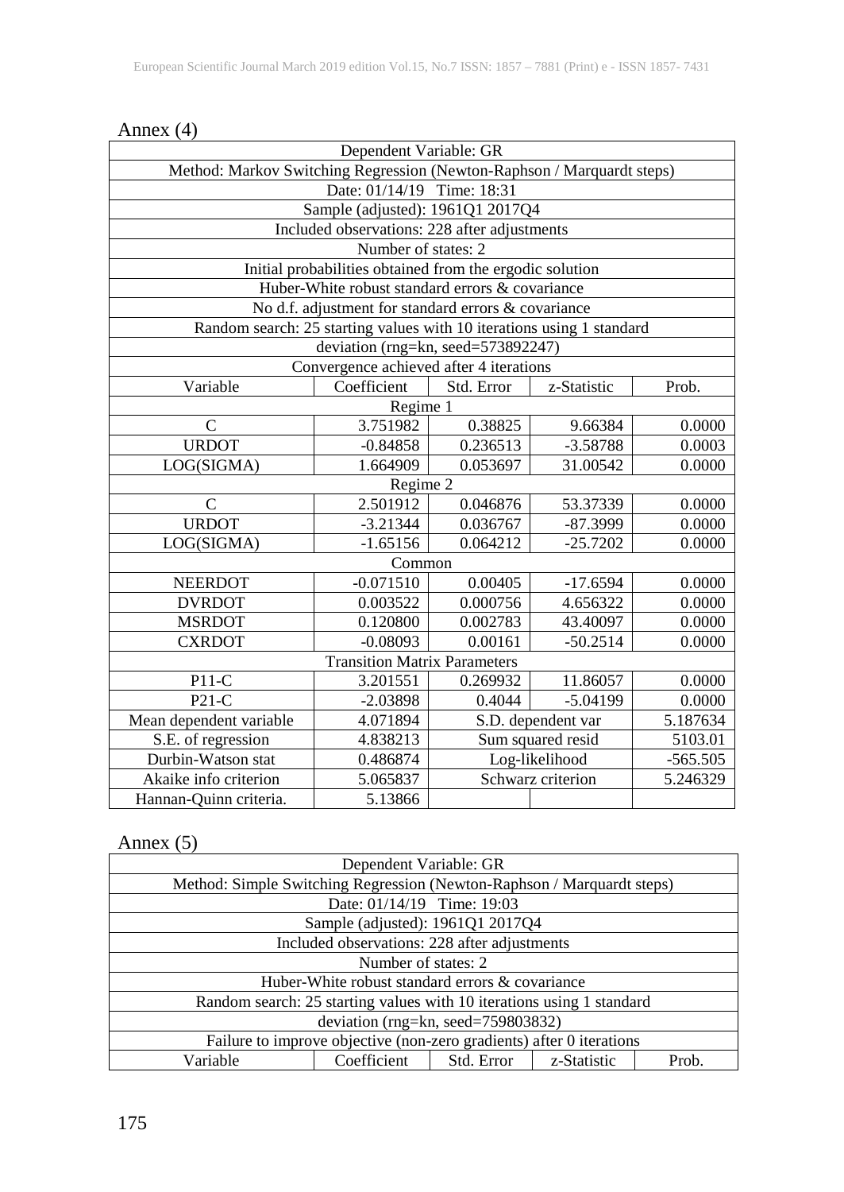Annex (4)

| Dependent Variable: GR | | | | |
|---|---|---|---|---|
| Method: Markov Switching Regression (Newton-Raphson / Marquardt steps) | | | | |
| Date: 01/14/19 Time: 18:31 | | | | |
| Sample (adjusted): 1961Q1 2017Q4 | | | | |
| Included observations: 228 after adjustments | | | | |
| Number of states: 2 | | | | |
| Initial probabilities obtained from the ergodic solution | | | | |
| Huber-White robust standard errors & covariance | | | | |
| No d.f. adjustment for standard errors & covariance | | | | |
| Random search: 25 starting values with 10 iterations using 1 standard deviation (rng=kn, seed=573892247) | | | | |
| Convergence achieved after 4 iterations | | | | |
| Variable | Coefficient | Std. Error | z-Statistic | Prob. |
| Regime 1 | | | | |
| C | 3.751982 | 0.38825 | 9.66384 | 0.0000 |
| URDOT | -0.84858 | 0.236513 | -3.58788 | 0.0003 |
| LOG(SIGMA) | 1.664909 | 0.053697 | 31.00542 | 0.0000 |
| Regime 2 | | | | |
| C | 2.501912 | 0.046876 | 53.37339 | 0.0000 |
| URDOT | -3.21344 | 0.036767 | -87.3999 | 0.0000 |
| LOG(SIGMA) | -1.65156 | 0.064212 | -25.7202 | 0.0000 |
| Common | | | | |
| NEERDOT | -0.071510 | 0.00405 | -17.6594 | 0.0000 |
| DVRDOT | 0.003522 | 0.000756 | 4.656322 | 0.0000 |
| MSRDOT | 0.120800 | 0.002783 | 43.40097 | 0.0000 |
| CXRDOT | -0.08093 | 0.00161 | -50.2514 | 0.0000 |
| Transition Matrix Parameters | | | | |
| P11-C | 3.201551 | 0.269932 | 11.86057 | 0.0000 |
| P21-C | -2.03898 | 0.4044 | -5.04199 | 0.0000 |
| Mean dependent variable | 4.071894 | S.D. dependent var | | 5.187634 |
| S.E. of regression | 4.838213 | Sum squared resid | | 5103.01 |
| Durbin-Watson stat | 0.486874 | Log-likelihood | | -565.505 |
| Akaike info criterion | 5.065837 | Schwarz criterion | | 5.246329 |
| Hannan-Quinn criteria. | 5.13866 | | | |

Annex (5)

| Dependent Variable: GR | | | | |
|---|---|---|---|---|
| Method: Simple Switching Regression (Newton-Raphson / Marquardt steps) | | | | |
| Date: 01/14/19 Time: 19:03 | | | | |
| Sample (adjusted): 1961Q1 2017Q4 | | | | |
| Included observations: 228 after adjustments | | | | |
| Number of states: 2 | | | | |
| Huber-White robust standard errors & covariance | | | | |
| Random search: 25 starting values with 10 iterations using 1 standard deviation (rng=kn, seed=759803832) | | | | |
| Failure to improve objective (non-zero gradients) after 0 iterations | | | | |
| Variable | Coefficient | Std. Error | z-Statistic | Prob. |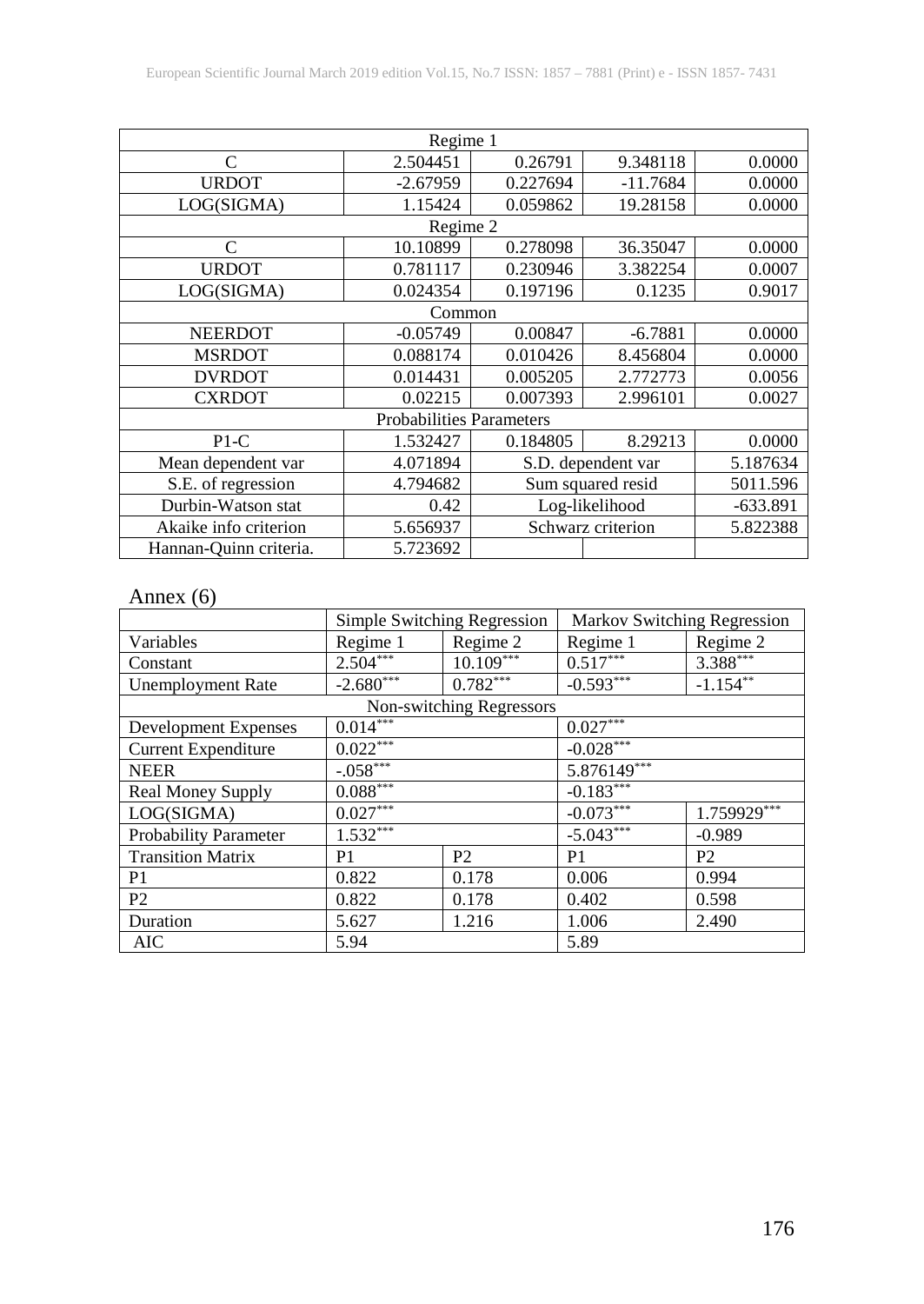| | | | | |
|---|---|---|---|---|
| Regime 1 | | | | |
| C | 2.504451 | 0.26791 | 9.348118 | 0.0000 |
| URDOT | -2.67959 | 0.227694 | -11.7684 | 0.0000 |
| LOG(SIGMA) | 1.15424 | 0.059862 | 19.28158 | 0.0000 |
| Regime 2 | | | | |
| C | 10.10899 | 0.278098 | 36.35047 | 0.0000 |
| URDOT | 0.781117 | 0.230946 | 3.382254 | 0.0007 |
| LOG(SIGMA) | 0.024354 | 0.197196 | 0.1235 | 0.9017 |
| Common | | | | |
| NEERDOT | -0.05749 | 0.00847 | -6.7881 | 0.0000 |
| MSRDOT | 0.088174 | 0.010426 | 8.456804 | 0.0000 |
| DVRDOT | 0.014431 | 0.005205 | 2.772773 | 0.0056 |
| CXRDOT | 0.02215 | 0.007393 | 2.996101 | 0.0027 |
| Probabilities Parameters | | | | |
| P1-C | 1.532427 | 0.184805 | 8.29213 | 0.0000 |
| Mean dependent var | 4.071894 | S.D. dependent var | | 5.187634 |
| S.E. of regression | 4.794682 | Sum squared resid | | 5011.596 |
| Durbin-Watson stat | 0.42 | Log-likelihood | | -633.891 |
| Akaike info criterion | 5.656937 | Schwarz criterion | | 5.822388 |
| Hannan-Quinn criteria. | 5.723692 | | | |

Annex (6)

| | Simple Switching Regression | | Markov Switching Regression | |
|---|---|---|---|---|
| Variables | Regime 1 | Regime 2 | Regime 1 | Regime 2 |
| Constant | 2.504*** | 10.109*** | 0.517*** | 3.388*** |
| Unemployment Rate | -2.680*** | 0.782*** | -0.593*** | -1.154** |
| Non-switching Regressors | | | | |
| Development Expenses | 0.014*** | | 0.027*** | |
| Current Expenditure | 0.022*** | | -0.028*** | |
| NEER | -.058*** | | 5.876149*** | |
| Real Money Supply | 0.088*** | | -0.183*** | |
| LOG(SIGMA) | 0.027*** | | -0.073*** | 1.759929*** |
| Probability Parameter | 1.532*** | | -5.043*** | -0.989 |
| Transition Matrix | P1 | P2 | P1 | P2 |
| P1 | 0.822 | 0.178 | 0.006 | 0.994 |
| P2 | 0.822 | 0.178 | 0.402 | 0.598 |
| Duration | 5.627 | 1.216 | 1.006 | 2.490 |
| AIC | 5.94 | | 5.89 | |